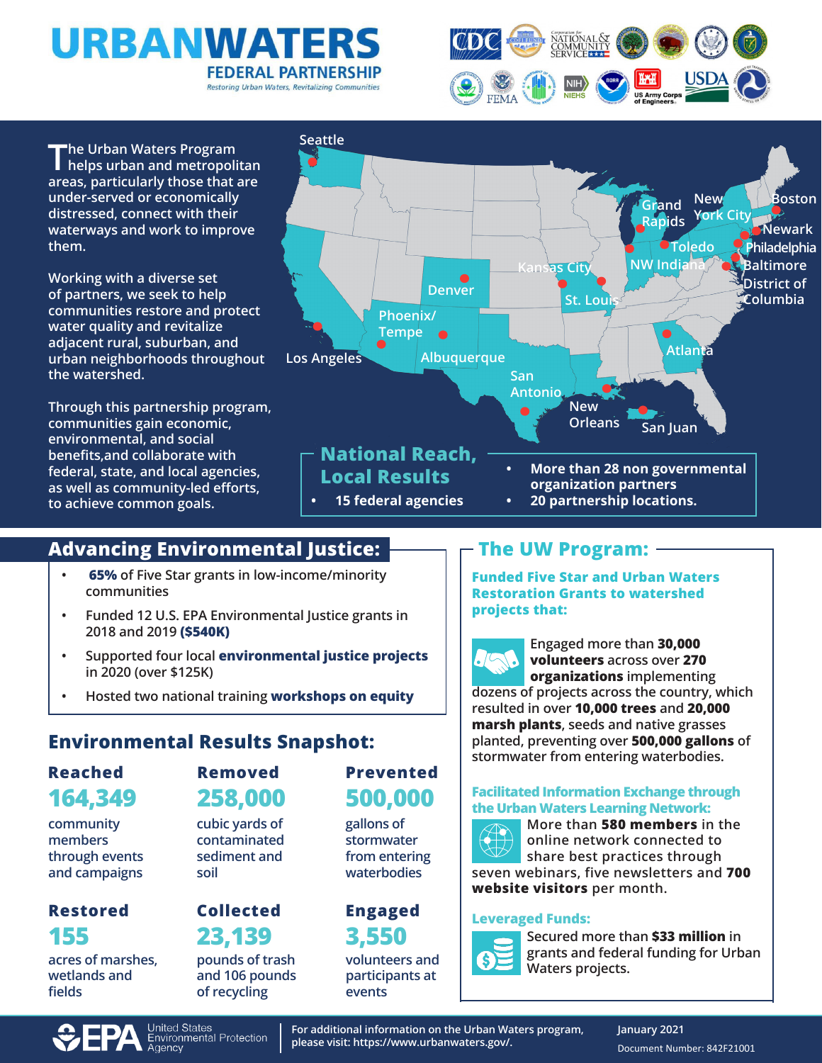# URBANWATERS

## FEDERAL PARTNERSHIP

*Restoring Urban Waters, Revitalizing Communities*

The Urban Waters Program helps urban and metropolitan areas, particularly those that are under-served or economically distressed, connect with their waterways and work to improve them.

Working with a diverse set of partners, we seek to help communities restore and protect water quality and revitalize adjacent rural, suburban, and urban neighborhoods throughout the watershed.

Through this partnership program, communities gain economic, environmental, and social benefits,and collaborate with federal, state, and local agencies, as well as community-led efforts, to achieve common goals.

Seattle, Grand Rapids, New York City, Boston, Newark, Toledo, Philadelphia, NW Indiana, Baltimore, District of Columbia, Kansas City, Denver, St. Louis, Phoenix/Tempe, Los Angeles, Albuquerque, Atlanta, San Antonio, New Orleans, San Juan

## National Reach, Local Results

- 15 federal agencies
- More than 28 non governmental organization partners
- 20 partnership locations.

## Advancing Environmental Justice:

- **65%** of Five Star grants in low-income/minority communities
- Funded 12 U.S. EPA Environmental Justice grants in 2018 and 2019 **($540K)**
- Supported four local **environmental justice projects** in 2020 (over $125K)
- Hosted two national training **workshops on equity**

## Environmental Results Snapshot:

**Reached**
**164,349**
community members through events and campaigns

**Removed**
**258,000**
cubic yards of contaminated sediment and soil

**Prevented**
**500,000**
gallons of stormwater from entering waterbodies

**Restored**
**155**
acres of marshes, wetlands and fields

**Collected**
**23,139**
pounds of trash and 106 pounds of recycling

**Engaged**
**3,550**
volunteers and participants at events

## The UW Program:

### Funded Five Star and Urban Waters Restoration Grants to watershed projects that:

Engaged more than **30,000 volunteers** across over **270 organizations** implementing dozens of projects across the country, which resulted in over **10,000 trees** and **20,000 marsh plants**, seeds and native grasses planted, preventing over **500,000 gallons** of stormwater from entering waterbodies.

### Facilitated Information Exchange through the Urban Waters Learning Network:

More than **580 members** in the online network connected to share best practices through seven webinars, five newsletters and **700 website visitors** per month.

### Leveraged Funds:

Secured more than **$33 million** in grants and federal funding for Urban Waters projects.

EPA United States Environmental Protection Agency

For additional information on the Urban Waters program, please visit: https://www.urbanwaters.gov/.

January 2021

Document Number: 842F21001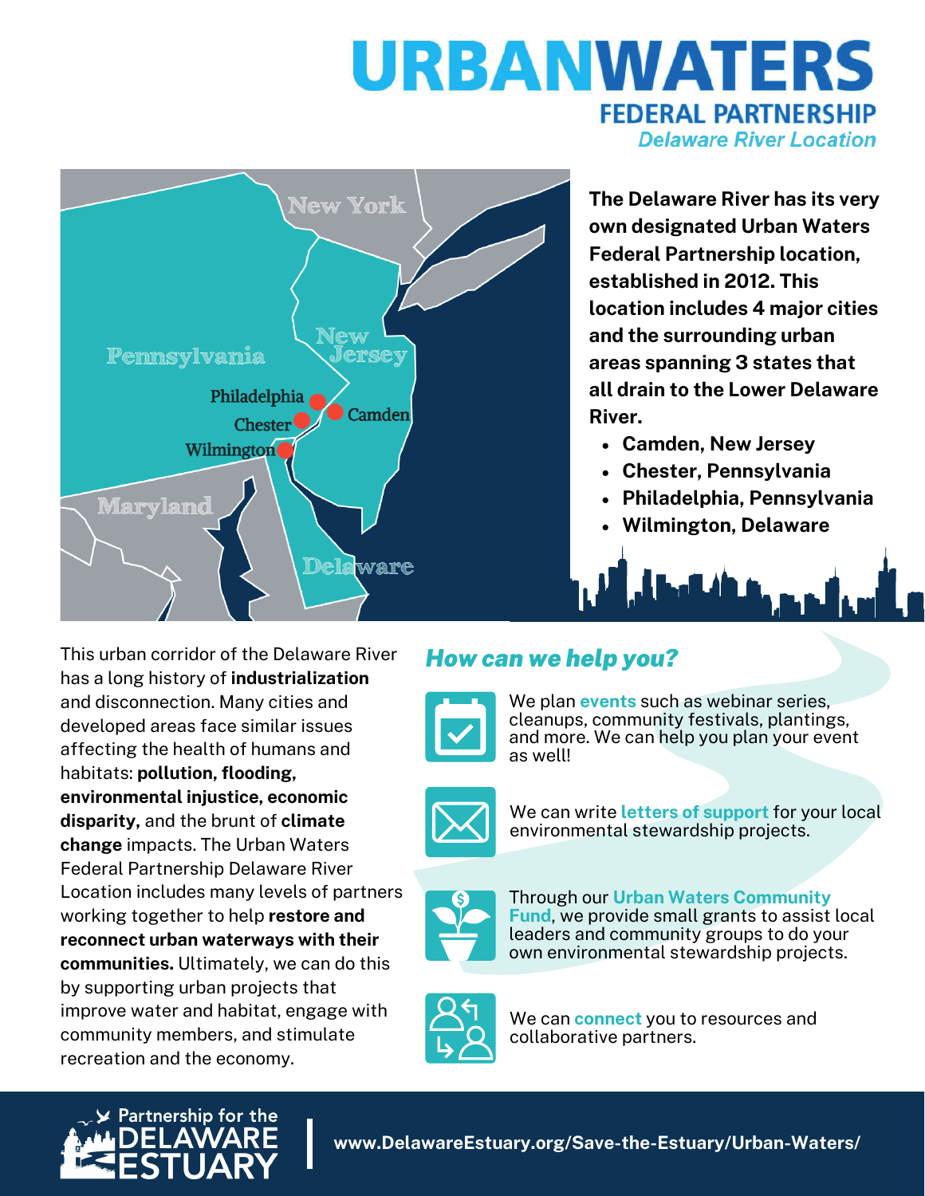# URBANWATERS

## FEDERAL PARTNERSHIP

*Delaware River Location*

New York

New Jersey

Pennsylvania

Philadelphia

Chester

Camden

Wilmington

Maryland

Delaware

**The Delaware River has its very own designated Urban Waters Federal Partnership location, established in 2012. This location includes 4 major cities and the surrounding urban areas spanning 3 states that all drain to the Lower Delaware River.**

- **Camden, New Jersey**
- **Chester, Pennsylvania**
- **Philadelphia, Pennsylvania**
- **Wilmington, Delaware**

This urban corridor of the Delaware River has a long history of **industrialization** and disconnection. Many cities and developed areas face similar issues affecting the health of humans and habitats: **pollution, flooding, environmental injustice, economic disparity,** and the brunt of **climate change** impacts. The Urban Waters Federal Partnership Delaware River Location includes many levels of partners working together to help **restore and reconnect urban waterways with their communities.** Ultimately, we can do this by supporting urban projects that improve water and habitat, engage with community members, and stimulate recreation and the economy.

## *How can we help you?*

We plan **events** such as webinar series, cleanups, community festivals, plantings, and more. We can help you plan your event as well!

We can write **letters of support** for your local environmental stewardship projects.

Through our **Urban Waters Community Fund**, we provide small grants to assist local leaders and community groups to do your own environmental stewardship projects.

We can **connect** you to resources and collaborative partners.

Partnership for the DELAWARE ESTUARY

www.DelawareEstuary.org/Save-the-Estuary/Urban-Waters/